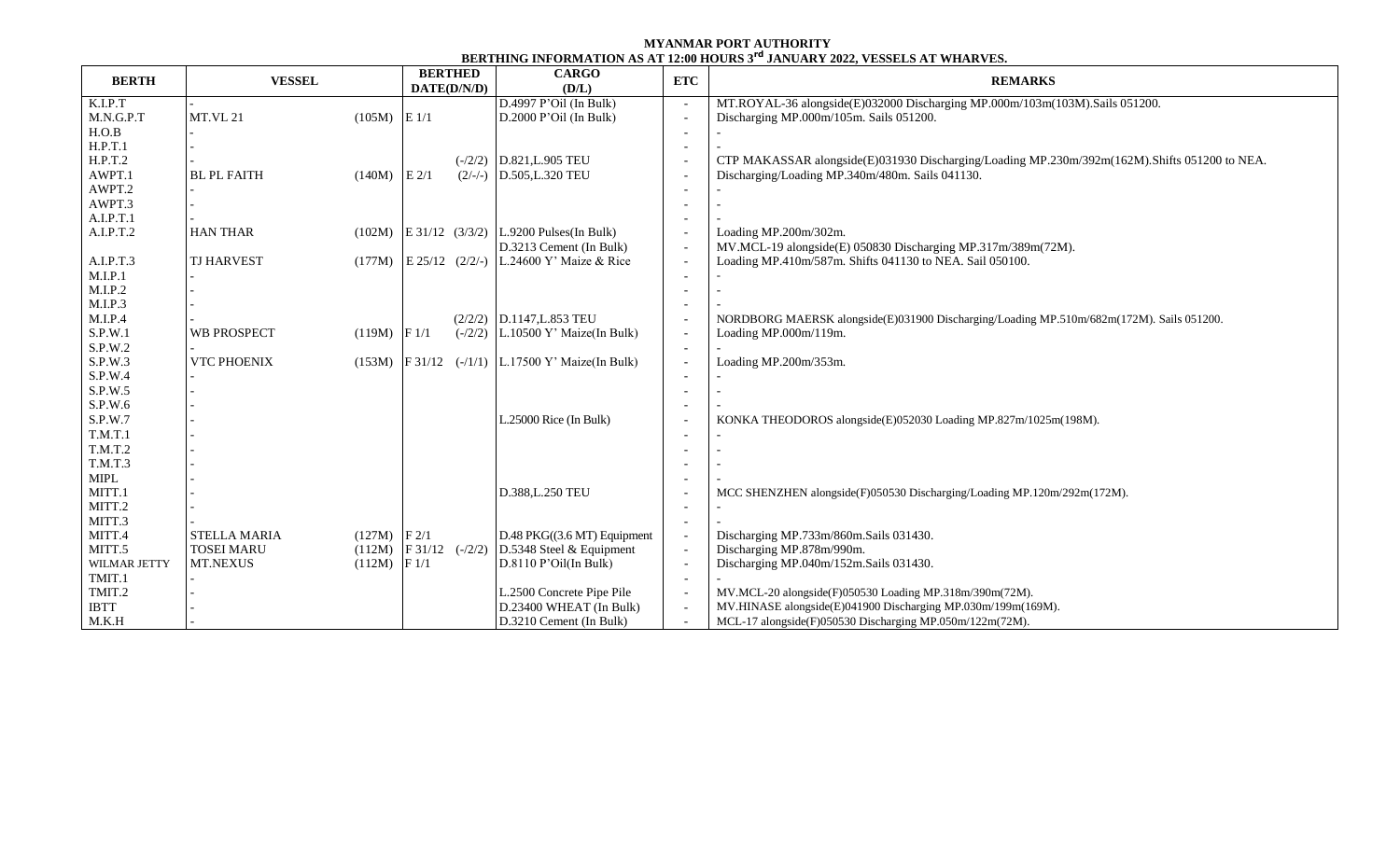**MYANMAR PORT AUTHORITY**

**BERTHING INFORMATION AS AT 12:00 HOURS 3rd JANUARY 2022, VESSELS AT WHARVES.**

| BERTH | VESSEL | | BERTHED DATE(D/N/D) | | CARGO (D/L) | ETC | REMARKS |
|---|---|---|---|---|---|---|---|
| K.I.P.T | - | | | | D.4997 P'Oil (In Bulk) | - | MT.ROYAL-36 alongside(E)032000 Discharging MP.000m/103m(103M).Sails 051200. |
| M.N.G.P.T | MT.VL 21 | (105M) | E 1/1 | | D.2000 P'Oil (In Bulk) | - | Discharging MP.000m/105m. Sails 051200. |
| H.O.B | - | | | | | - | - |
| H.P.T.1 | - | | | | | - | - |
| H.P.T.2 | - | | | (-/2/2) | D.821,L.905 TEU | - | CTP MAKASSAR alongside(E)031930 Discharging/Loading MP.230m/392m(162M).Shifts 051200 to NEA. |
| AWPT.1 | BL PL FAITH | (140M) | E 2/1 | (2/-/-) | D.505,L.320 TEU | - | Discharging/Loading MP.340m/480m. Sails 041130. |
| AWPT.2 | - | | | | | - | - |
| AWPT.3 | - | | | | | - | - |
| A.I.P.T.1 | - | | | | | - | - |
| A.I.P.T.2 | HAN THAR | (102M) | E 31/12 | (3/3/2) | L.9200 Pulses(In Bulk) | - | Loading MP.200m/302m. |
| | | | | | D.3213 Cement (In Bulk) | - | MV.MCL-19 alongside(E) 050830 Discharging MP.317m/389m(72M). |
| A.I.P.T.3 | TJ HARVEST | (177M) | E 25/12 | (2/2/-) | L.24600 Y' Maize & Rice | - | Loading MP.410m/587m. Shifts 041130 to NEA. Sail 050100. |
| M.I.P.1 | - | | | | | - | - |
| M.I.P.2 | - | | | | | - | - |
| M.I.P.3 | - | | | | | - | - |
| M.I.P.4 | - | | | (2/2/2) | D.1147,L.853 TEU | - | NORDBORG MAERSK alongside(E)031900 Discharging/Loading MP.510m/682m(172M). Sails 051200. |
| S.P.W.1 | WB PROSPECT | (119M) | F 1/1 | (-/2/2) | L.10500 Y' Maize(In Bulk) | - | Loading MP.000m/119m. |
| S.P.W.2 | - | | | | | - | - |
| S.P.W.3 | VTC PHOENIX | (153M) | F 31/12 | (-/1/1) | L.17500 Y' Maize(In Bulk) | - | Loading MP.200m/353m. |
| S.P.W.4 | - | | | | | - | - |
| S.P.W.5 | - | | | | | - | - |
| S.P.W.6 | - | | | | | - | - |
| S.P.W.7 | - | | | | L.25000 Rice (In Bulk) | - | KONKA THEODOROS alongside(E)052030 Loading MP.827m/1025m(198M). |
| T.M.T.1 | - | | | | | - | - |
| T.M.T.2 | - | | | | | - | - |
| T.M.T.3 | - | | | | | - | - |
| MIPL | - | | | | | - | - |
| MITT.1 | - | | | | D.388,L.250 TEU | - | MCC SHENZHEN alongside(F)050530 Discharging/Loading MP.120m/292m(172M). |
| MITT.2 | - | | | | | - | - |
| MITT.3 | - | | | | | - | - |
| MITT.4 | STELLA MARIA | (127M) | F 2/1 | | D.48 PKG((3.6 MT) Equipment | - | Discharging MP.733m/860m.Sails 031430. |
| MITT.5 | TOSEI MARU | (112M) | F 31/12 | (-/2/2) | D.5348 Steel & Equipment | - | Discharging MP.878m/990m. |
| WILMAR JETTY | MT.NEXUS | (112M) | F 1/1 | | D.8110 P'Oil(In Bulk) | - | Discharging MP.040m/152m.Sails 031430. |
| TMIT.1 | - | | | | | - | - |
| TMIT.2 | - | | | | L.2500 Concrete Pipe Pile | - | MV.MCL-20 alongside(F)050530 Loading MP.318m/390m(72M). |
| IBTT | - | | | | D.23400 WHEAT (In Bulk) | - | MV.HINASE alongside(E)041900 Discharging MP.030m/199m(169M). |
| M.K.H | - | | | | D.3210 Cement (In Bulk) | - | MCL-17 alongside(F)050530 Discharging MP.050m/122m(72M). |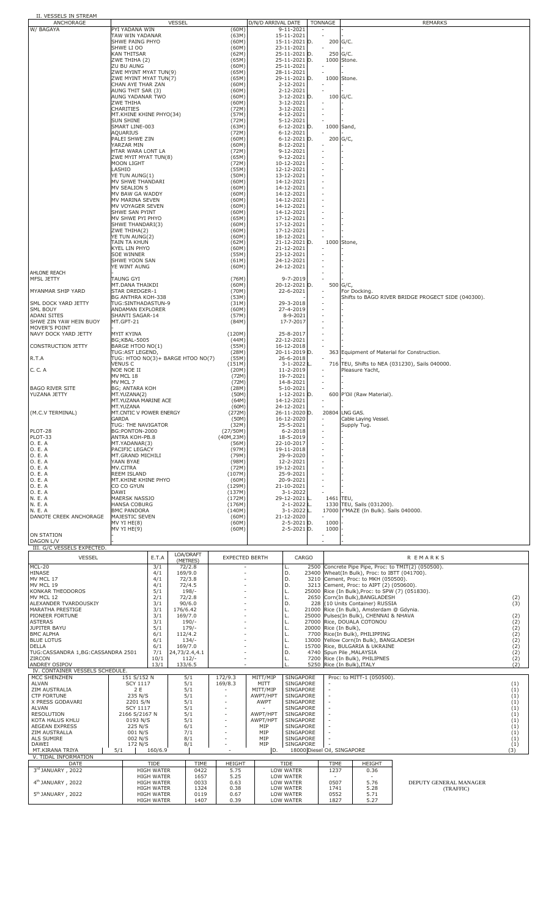## II. VESSELS IN STREAM

| ANCHORAGE | VESSEL | | D/N/D ARRIVAL DATE | TONNAGE | REMARKS |
|---|---|---|---|---|---|
| W/ BAGAYA | PYI YADANA WIN | (60M) | 9-11-2021 | - | - |
| | TAW WIN YADANAR | (63M) | 15-11-2021 | - | |
| | SHWE PAING PHYO | (60M) | 15-11-2021 D. | 200 | G/C. |
| | SHWE LI OO | (60M) | 23-11-2021 | - | |
| | KAN THITSAR | (62M) | 25-11-2021 D. | 250 | G/C. |
| | ZWE THIHA (2) | (65M) | 25-11-2021 D. | 1000 | Stone. |
| | ZU BU AUNG | (60M) | 25-11-2021 | - | - |
| | ZWE MYINT MYAT TUN(9) | (65M) | 28-11-2021 | - | - |
| | ZWE MYINT MYAT TUN(7) | (65M) | 29-11-2021 D. | 1000 | Stone. |
| | CHAN AYE THAR ZAN | (60M) | 2-12-2021 | - | - |
| | AUNG THIT SAR (3) | (60M) | 2-12-2021 | - | - |
| | AUNG YADANAR TWO | (60M) | 3-12-2021 D. | 100 | G/C. |
| | ZWE THIHA | (60M) | 3-12-2021 | - | - |
| | CHARITIES | (72M) | 3-12-2021 | - | - |
| | MT.KHINE KHINE PHYO(34) | (57M) | 4-12-2021 | - | - |
| | SUN SHINE | (72M) | 5-12-2021 | - | - |
| | SMART LINE-003 | (63M) | 6-12-2021 D. | 1000 | Sand, |
| | AQUARIUS | (72M) | 6-12-2021 | - | - |
| | PALEI SHWE ZIN | (60M) | 6-12-2021 D. | 200 | G/C, |
| | YARZAR MIN | (60M) | 8-12-2021 | - | - |
| | HTAR WARA LONT LA | (72M) | 9-12-2021 | - | - |
| | ZWE MYIT MYAT TUN(8) | (65M) | 9-12-2021 | - | - |
| | MOON LIGHT | (72M) | 10-12-2021 | - | - |
| | LASHIO | (55M) | 12-12-2021 | - | - |
| | YE TUN AUNG(1) | (50M) | 13-12-2021 | - | |
| | MV SHWE THANDARI | (60M) | 14-12-2021 | - | |
| | MV SEALION 5 | (60M) | 14-12-2021 | - | |
| | MV BAW GA WADDY | (60M) | 14-12-2021 | - | |
| | MV MARINA SEVEN | (60M) | 14-12-2021 | - | |
| | MV VOYAGER SEVEN | (60M) | 14-12-2021 | - | |
| | SHWE SAN PYINT | (60M) | 14-12-2021 | - | - |
| | MV SHWE PYI PHYO | (65M) | 17-12-2021 | - | - |
| | SHWE THANDARI(3) | (60M) | 17-12-2021 | - | - |
| | ZWE THIHA(2) | (60M) | 17-12-2021 | - | - |
| | YE TUN AUNG(2) | (60M) | 18-12-2021 | - | - |
| | TAIN TA KHUN | (62M) | 21-12-2021 D. | 1000 | Stone, |
| | KYEL LIN PHYO | (60M) | 21-12-2021 | - | - |
| | SOE WINNER | (55M) | 23-12-2021 | - | - |
| | SHWE YOON SAN | (61M) | 24-12-2021 | - | - |
| | YE WINT AUNG | (60M) | 24-12-2021 | - | - |
| AHLONE REACH | - | | | - | - |
| MFSL JETTY | TAUNG GYI | (76M) | 9-7-2019 | - | - |
| | MT.DANA THAIKDI | (60M) | 20-12-2021 D. | 500 | G/C, |
| MYANMAR SHIP YARD | STAR DREDGER-1 | (70M) | 22-6-2021 | - | For Docking. |
| | BG ANTHRA KOH-338 | (53M) | - | - | Shifts to BAGO RIVER BRIDGE PROGECT SIDE (040300). |
| SML DOCK YARD JETTY | TUG:SINTHADASTUN-9 | (31M) | 29-3-2018 | - | - |
| SML BOUY | ANDAMAN EXPLORER | (60M) | 27-4-2019 | - | - |
| ADANI SITES | SHANTI SAGAR-14 | (57M) | 8-9-2021 | - | - |
| SHWE ZIN YAW HEIN BUOY | MT.GPT-21 | (84M) | 17-7-2017 | - | - |
| MOVER'S POINT | - | | | - | - |
| NAVY DOCK YARD JETTY | MYIT KYINA | (120M) | 25-8-2017 | - | - |
| | BG;KBAL-5005 | (44M) | 22-12-2021 | - | - |
| CONSTRUCTION JETTY | BARGE HTOO NO(1) | (55M) | 16-12-2018 | - | - |
| | TUG:AST LEGEND, | (28M) | 20-11-2019 D. | 363 | Equipment of Material for Construction. |
| R.T.A | TUG: HTOO NO(3)+ BARGE HTOO NO(7) | (55M) | 26-6-2018 | - | - |
| | VENUS C | (151M) | 3-1-2022 L. | 716 | TEU, Shifts to NEA (031230), Sails 040000. |
| C. C. A | NOE NOE II | (20M) | 11-2-2019 | - | Pleasure Yacht, |
| | MV MCL 18 | (72M) | 19-7-2021 | - | - |
| | MV MCL 7 | (72M) | 14-8-2021 | - | - |
| BAGO RIVER SITE | BG; ANTARA KOH | (28M) | 5-10-2021 | - | - |
| YUZANA JETTY | MT.YUZANA(2) | (50M) | 1-12-2021 D. | 600 | P'Oil (Raw Material). |
| | MT.YUZANA MARINE ACE | (64M) | 14-12-2021 | - | - |
| | MT.YUZANA | (60M) | 24-12-2021 | - | - |
| (M.C.V TERMINAL) | MT.CNTIC V POWER ENERGY | (272M) | 26-11-2020 D. | 20804 | LNG GAS. |
| | GARDA | (50M) | 16-12-2020 | - | Cable Laying Vessel. |
| | TUG: THE NAVIGATOR | (32M) | 25-5-2021 | - | Supply Tug. |
| PLOT-28 | BG:PONTON-2000 | (27/50M) | 6-2-2018 | - | - |
| PLOT-33 | ANTRA KOH-PB.8 | (40M,23M) | 18-5-2019 | - | - |
| O. E. A | MT.YADANAR(3) | (56M) | 22-10-2017 | - | - |
| O. E. A | PACIFIC LEGACY | (97M) | 19-11-2018 | - | - |
| O. E. A | MT.GRAND MICHILI | (79M) | 29-9-2020 | - | - |
| O. E. A | YAAN BYAE | (98M) | 12-2-2021 | - | - |
| O. E. A | MV.CITRA | (72M) | 19-12-2021 | - | - |
| O. E. A | REEM ISLAND | (107M) | 25-9-2021 | - | - |
| O. E. A | MT.KHINE KHINE PHYO | (60M) | 20-9-2021 | - | - |
| O. E. A | CO CO GYUN | (129M) | 21-10-2021 | - | - |
| O. E. A | DAWI | (137M) | 3-1-2022 | - | - |
| N. E. A | MAERSK NASSJO | (172M) | 29-12-2021 L. | 1461 | TEU, |
| N. E. A | HANSA COBURG | (176M) | 2-1-2022 L. | 1330 | TEU, Sails (031200). |
| N. E. A | BMC PANDORA | (140M) | 3-1-2022 L. | 17000 | Y'MAZE (In Bulk). Sails 040000. |
| DANOTE CREEK ANCHORAGE | MAJESTIC SEVEN | (60M) | 21-12-2020 | - | - |
| | MV YI HE(8) | (60M) | 2-5-2021 D. | 1000 | - |
| | MV YI HE(9) | (60M) | 2-5-2021 D. | 1000 | - |
| ON STATION | - | | | - | - |
| DAGON L/V | - | | | - | - |

## III. G/C VESSELS EXPECTED.

| VESSEL | E.T.A | LOA/DRAFT (METRES) | EXPECTED BERTH | CARGO | | REMARKS | |
|---|---|---|---|---|---|---|---|
| MCL-20 | 3/1 | 72/2.8 | - | L. | 2500 | Concrete Pipe Pipe, Proc: to TMIT(2) (050500). | |
| HINASE | 4/1 | 169/9.0 | - | D. | 23400 | Wheat(In Bulk), Proc: to IBTT (041700). | |
| MV MCL 17 | 4/1 | 72/3.8 | - | D. | 3210 | Cement, Proc: to MKH (050500). | |
| MV MCL 19 | 4/1 | 72/4.5 | - | D. | 3213 | Cement, Proc: to AIPT (2) (050600). | |
| KONKAR THEODOROS | 5/1 | 198/- | - | L. | 25000 | Rice (In Bulk),Proc: to SPW (7) (051830). | |
| MV MCL 12 | 2/1 | 72/2.8 | - | L. | 2650 | Corn(In Bulk),BANGLADESH | (2) |
| ALEXANDER TVARDOUSKIY | 3/1 | 90/6.0 | - | D. | 228 | (10 Units Container) RUSSIA | (3) |
| MARATHA PRESTIGE | 3/1 | 176/6.42 | - | L. | 21000 | Rice (In Bulk), Amsterdam @ Gdynia. | |
| PIONEER FORTUNE | 3/1 | 169/7.0 | - | L. | 25000 | Pulses(In Bulk), CHENNAI & NHAVA | (2) |
| ASTERAS | 3/1 | 190/- | - | L. | 27000 | Rice, DOUALA COTONOU | (2) |
| JUPITER BAYU | 5/1 | 179/- | - | L. | 20000 | Rice (In Bulk), | (2) |
| BMC ALPHA | 6/1 | 112/4.2 | - | L. | 7700 | Rice(In Bulk), PHILIPPING | (2) |
| BLUE LOTUS | 6/1 | 134/- | - | L. | 13000 | Yellow Corn(In Bulk), BANGLADESH | (2) |
| DELLA | 6/1 | 169/7.0 | - | L. | 15700 | Rice, BULGARIA & UKRAINE | (2) |
| TUG:CASSANDRA 1,BG:CASSANDRA 2501 | 7/1 | 24,73/2.4,4.1 | - | D. | 4740 | Spun Pile ,MALAYSIA | (2) |
| ZIRCON | 10/1 | 112/- | - | L. | 7200 | Rice (In Bulk), PHILIPNES | (2) |
| ANDREY OSIPOV | 13/1 | 133/6.5 | - | L. | 5250 | Rice (In Bulk),ITALY | (2) |

## IV. CONTAINER VESSELS SCHEDULE.

| | | | | | | | |
|---|---|---|---|---|---|---|---|
| MCC SHENZHEN | 151 S/152 N | 5/1 | 172/9.3 | MITT/MIP | SINGAPORE | Proc: to MITT-1 (050500). | |
| ALVAN | SCY 1117 | 5/1 | 169/8.3 | MITT | SINGAPORE | - | (1) |
| ZIM AUSTRALIA | 2 E | 5/1 | - | MITT/MIP | SINGAPORE | - | (1) |
| CTP FORTUNE | 235 N/S | 5/1 | - | AWPT/HPT | SINGAPORE | - | (1) |
| X PRESS GODAVARI | 2201 S/N | 5/1 | - | AWPT | SINGAPORE | - | (1) |
| ALVAN | SCY 1117 | 5/1 | - | - | SINGAPORE | - | (1) |
| RESOLUTION | 2166 S/2167 N | 5/1 | - | AWPT/HPT | SINGAPORE | - | (1) |
| KOTA HALUS KHLU | 0193 N/S | 5/1 | - | AWPT/HPT | SINGAPORE | - | (1) |
| AEGEAN EXPRESS | 225 N/S | 6/1 | - | MIP | SINGAPORE | - | (1) |
| ZIM AUSTRALLA | 001 N/S | 7/1 | - | MIP | SINGAPORE | - | (1) |
| ALS SUMIRE | 002 N/S | 8/1 | - | MIP | SINGAPORE | - | (1) |
| DAWEI | 172 N/S | 8/1 | - | MIP | SINGAPORE | - | (1) |
| MT.KIRANA TRIYA | 5/1 | 160/6.9 | - | D. | 18000 | Diesel Oil, SINGAPORE | (3) |

## V. TIDAL INFORMATION

| DATE | TIDE | TIME | HEIGHT | TIDE | TIME | HEIGHT |
|---|---|---|---|---|---|---|
| 3rd JANUARY , 2022 | HIGH WATER | 0422 | 5.75 | LOW WATER | 1237 | 0.36 |
| | HIGH WATER | 1657 | 5.25 | LOW WATER | - | - |
| 4th JANUARY , 2022 | HIGH WATER | 0033 | 0.63 | LOW WATER | 0507 | 5.76 |
| | HIGH WATER | 1324 | 0.38 | LOW WATER | 1741 | 5.28 |
| 5th JANUARY , 2022 | HIGH WATER | 0119 | 0.67 | LOW WATER | 0552 | 5.71 |
| | HIGH WATER | 1407 | 0.39 | LOW WATER | 1827 | 5.27 |

DEPUTY GENERAL MANAGER
(TRAFFIC)